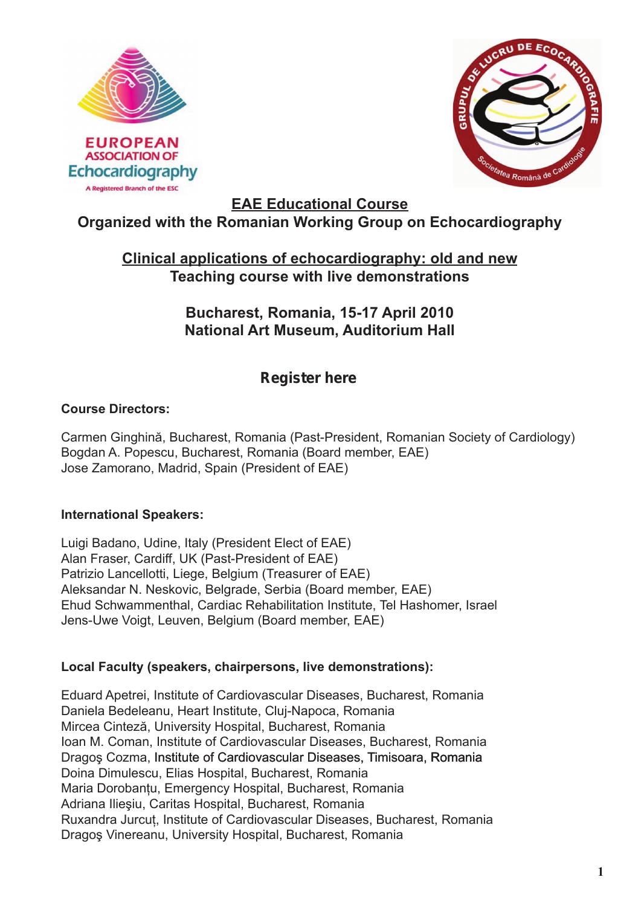**EAE Educational Course**

**Organized with the Romanian Working Group on Echocardiography**

**Clinical applications of echocardiography: old and new**

**Teaching course with live demonstrations**

**Bucharest, Romania, 15-17 April 2010**

**National Art Museum, Auditorium Hall**

**Register here**

**Course Directors:**

Carmen Ginghină, Bucharest, Romania (Past-President, Romanian Society of Cardiology)
Bogdan A. Popescu, Bucharest, Romania (Board member, EAE)
Jose Zamorano, Madrid, Spain (President of EAE)

**International Speakers:**

Luigi Badano, Udine, Italy (President Elect of EAE)
Alan Fraser, Cardiff, UK (Past-President of EAE)
Patrizio Lancellotti, Liege, Belgium (Treasurer of EAE)
Aleksandar N. Neskovic, Belgrade, Serbia (Board member, EAE)
Ehud Schwammenthal, Cardiac Rehabilitation Institute, Tel Hashomer, Israel
Jens-Uwe Voigt, Leuven, Belgium (Board member, EAE)

**Local Faculty (speakers, chairpersons, live demonstrations):**

Eduard Apetrei, Institute of Cardiovascular Diseases, Bucharest, Romania
Daniela Bedeleanu, Heart Institute, Cluj-Napoca, Romania
Mircea Cinteză, University Hospital, Bucharest, Romania
Ioan M. Coman, Institute of Cardiovascular Diseases, Bucharest, Romania
Dragoş Cozma, Institute of Cardiovascular Diseases, Timisoara, Romania
Doina Dimulescu, Elias Hospital, Bucharest, Romania
Maria Dorobanţu, Emergency Hospital, Bucharest, Romania
Adriana Ilieşiu, Caritas Hospital, Bucharest, Romania
Ruxandra Jurcuţ, Institute of Cardiovascular Diseases, Bucharest, Romania
Dragoş Vinereanu, University Hospital, Bucharest, Romania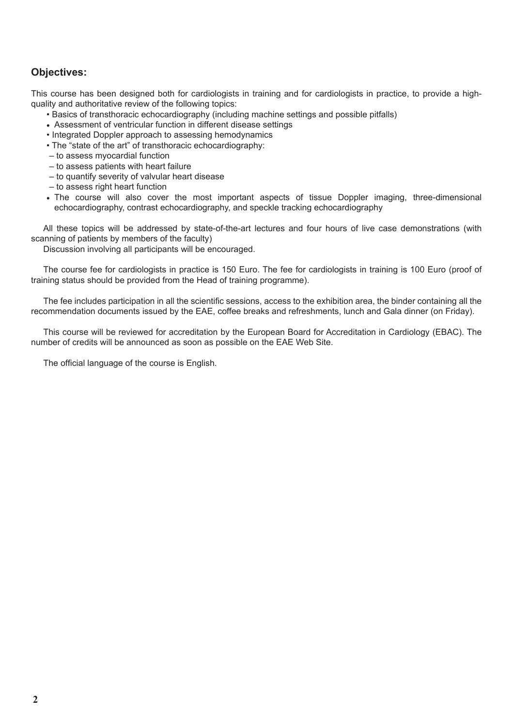## Objectives:

This course has been designed both for cardiologists in training and for cardiologists in practice, to provide a high-quality and authoritative review of the following topics:

- Basics of transthoracic echocardiography (including machine settings and possible pitfalls)
- Assessment of ventricular function in different disease settings
- Integrated Doppler approach to assessing hemodynamics
- The "state of the art" of transthoracic echocardiography:
  - to assess myocardial function
  - to assess patients with heart failure
  - to quantify severity of valvular heart disease
  - to assess right heart function
- The course will also cover the most important aspects of tissue Doppler imaging, three-dimensional echocardiography, contrast echocardiography, and speckle tracking echocardiography

All these topics will be addressed by state-of-the-art lectures and four hours of live case demonstrations (with scanning of patients by members of the faculty)

Discussion involving all participants will be encouraged.

The course fee for cardiologists in practice is 150 Euro. The fee for cardiologists in training is 100 Euro (proof of training status should be provided from the Head of training programme).

The fee includes participation in all the scientific sessions, access to the exhibition area, the binder containing all the recommendation documents issued by the EAE, coffee breaks and refreshments, lunch and Gala dinner (on Friday).

This course will be reviewed for accreditation by the European Board for Accreditation in Cardiology (EBAC). The number of credits will be announced as soon as possible on the EAE Web Site.

The official language of the course is English.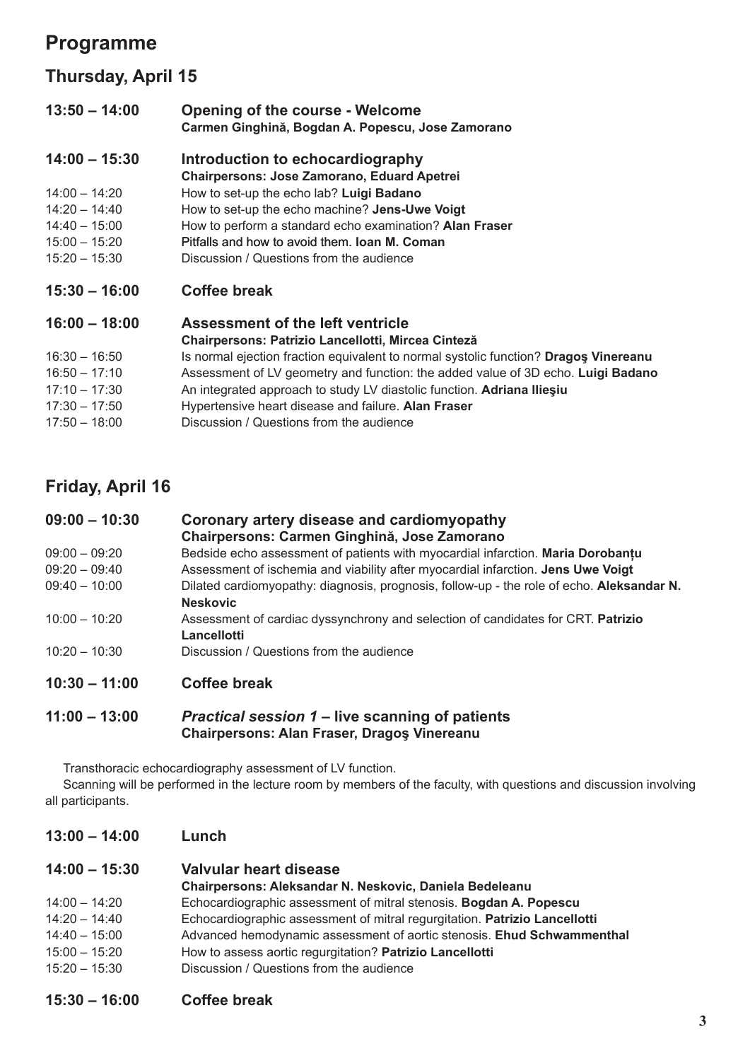# Programme

## Thursday, April 15

**13:50 – 14:00** **Opening of the course - Welcome**
**Carmen Ginghină, Bogdan A. Popescu, Jose Zamorano**

**14:00 – 15:30** **Introduction to echocardiography**
**Chairpersons: Jose Zamorano, Eduard Apetrei**

14:00 – 14:20 How to set-up the echo lab? **Luigi Badano**
14:20 – 14:40 How to set-up the echo machine? **Jens-Uwe Voigt**
14:40 – 15:00 How to perform a standard echo examination? **Alan Fraser**
15:00 – 15:20 Pitfalls and how to avoid them. **Ioan M. Coman**
15:20 – 15:30 Discussion / Questions from the audience

**15:30 – 16:00** **Coffee break**

**16:00 – 18:00** **Assessment of the left ventricle**
**Chairpersons: Patrizio Lancellotti, Mircea Cinteză**

16:30 – 16:50 Is normal ejection fraction equivalent to normal systolic function? **Dragoş Vinereanu**
16:50 – 17:10 Assessment of LV geometry and function: the added value of 3D echo. **Luigi Badano**
17:10 – 17:30 An integrated approach to study LV diastolic function. **Adriana Ilieşiu**
17:30 – 17:50 Hypertensive heart disease and failure. **Alan Fraser**
17:50 – 18:00 Discussion / Questions from the audience

## Friday, April 16

**09:00 – 10:30** **Coronary artery disease and cardiomyopathy**
**Chairpersons: Carmen Ginghină, Jose Zamorano**

09:00 – 09:20 Bedside echo assessment of patients with myocardial infarction. **Maria Dorobanțu**
09:20 – 09:40 Assessment of ischemia and viability after myocardial infarction. **Jens Uwe Voigt**
09:40 – 10:00 Dilated cardiomyopathy: diagnosis, prognosis, follow-up - the role of echo. **Aleksandar N. Neskovic**
10:00 – 10:20 Assessment of cardiac dyssynchrony and selection of candidates for CRT. **Patrizio Lancellotti**
10:20 – 10:30 Discussion / Questions from the audience

**10:30 – 11:00** **Coffee break**

**11:00 – 13:00** ***Practical session 1* – live scanning of patients**
**Chairpersons: Alan Fraser, Dragoş Vinereanu**

Transthoracic echocardiography assessment of LV function.

Scanning will be performed in the lecture room by members of the faculty, with questions and discussion involving all participants.

**13:00 – 14:00** **Lunch**

**14:00 – 15:30** **Valvular heart disease**
**Chairpersons: Aleksandar N. Neskovic, Daniela Bedeleanu**

14:00 – 14:20 Echocardiographic assessment of mitral stenosis. **Bogdan A. Popescu**
14:20 – 14:40 Echocardiographic assessment of mitral regurgitation. **Patrizio Lancellotti**
14:40 – 15:00 Advanced hemodynamic assessment of aortic stenosis. **Ehud Schwammenthal**
15:00 – 15:20 How to assess aortic regurgitation? **Patrizio Lancellotti**
15:20 – 15:30 Discussion / Questions from the audience

**15:30 – 16:00** **Coffee break**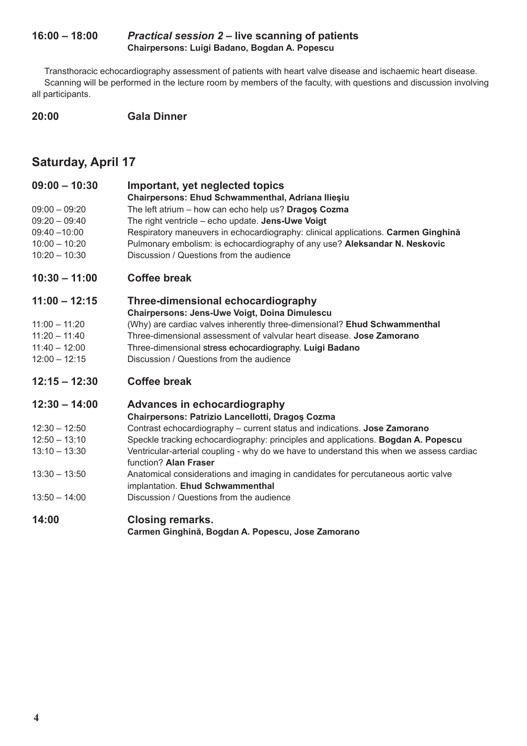**16:00 – 18:00** ***Practical session 2* – live scanning of patients**
**Chairpersons: Luigi Badano, Bogdan A. Popescu**

Transthoracic echocardiography assessment of patients with heart valve disease and ischaemic heart disease.
Scanning will be performed in the lecture room by members of the faculty, with questions and discussion involving all participants.

**20:00** **Gala Dinner**

## Saturday, April 17

**09:00 – 10:30** **Important, yet neglected topics**
**Chairpersons: Ehud Schwammenthal, Adriana Ilieşiu**

09:00 – 09:20 The left atrium – how can echo help us? **Dragoş Cozma**
09:20 – 09:40 The right ventricle – echo update. **Jens-Uwe Voigt**
09:40 –10:00 Respiratory maneuvers in echocardiography: clinical applications. **Carmen Ginghină**
10:00 – 10:20 Pulmonary embolism: is echocardiography of any use? **Aleksandar N. Neskovic**
10:20 – 10:30 Discussion / Questions from the audience

**10:30 – 11:00** **Coffee break**

**11:00 – 12:15** **Three-dimensional echocardiography**
**Chairpersons: Jens-Uwe Voigt, Doina Dimulescu**

11:00 – 11:20 (Why) are cardiac valves inherently three-dimensional? **Ehud Schwammenthal**
11:20 – 11:40 Three-dimensional assessment of valvular heart disease. **Jose Zamorano**
11:40 – 12:00 Three-dimensional stress echocardiography. **Luigi Badano**
12:00 – 12:15 Discussion / Questions from the audience

**12:15 – 12:30** **Coffee break**

**12:30 – 14:00** **Advances in echocardiography**
**Chairpersons: Patrizio Lancellotti, Dragoş Cozma**

12:30 – 12:50 Contrast echocardiography – current status and indications. **Jose Zamorano**
12:50 – 13:10 Speckle tracking echocardiography: principles and applications. **Bogdan A. Popescu**
13:10 – 13:30 Ventricular-arterial coupling - why do we have to understand this when we assess cardiac function? **Alan Fraser**
13:30 – 13:50 Anatomical considerations and imaging in candidates for percutaneous aortic valve implantation. **Ehud Schwammenthal**
13:50 – 14:00 Discussion / Questions from the audience

**14:00** **Closing remarks.**
**Carmen Ginghină, Bogdan A. Popescu, Jose Zamorano**